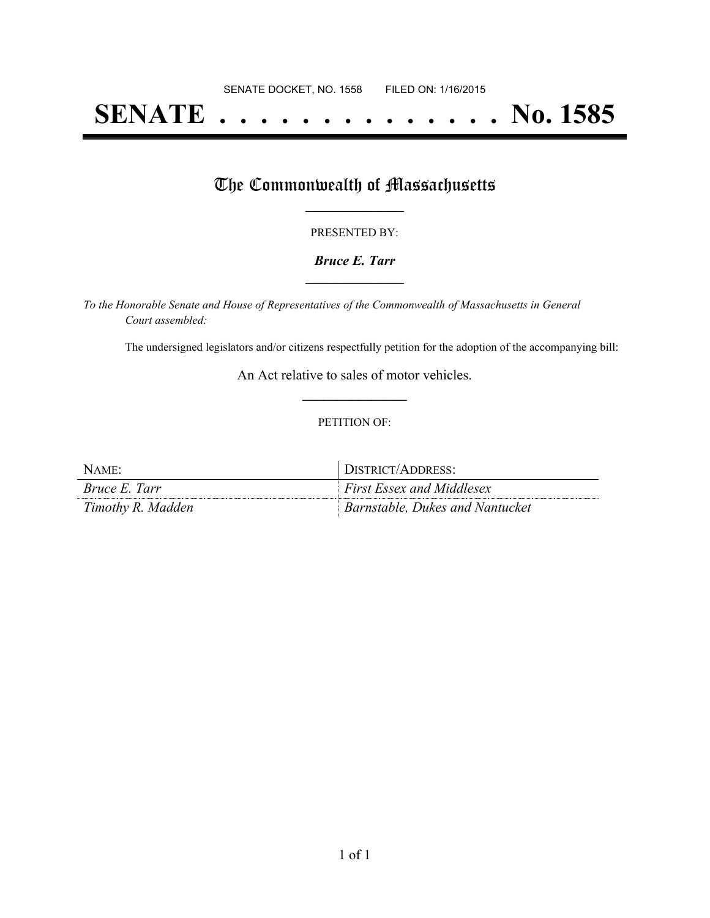SENATE DOCKET, NO. 1558 FILED ON: 1/16/2015

# SENATE . . . . . . . . . . . . . . No. 1585

## The Commonwealth of Massachusetts

PRESENTED BY:

***Bruce E. Tarr***

*To the Honorable Senate and House of Representatives of the Commonwealth of Massachusetts in General Court assembled:*

The undersigned legislators and/or citizens respectfully petition for the adoption of the accompanying bill:

An Act relative to sales of motor vehicles.

PETITION OF:

| NAME: | DISTRICT/ADDRESS: |
|---|---|
| *Bruce E. Tarr* | *First Essex and Middlesex* |
| *Timothy R. Madden* | *Barnstable, Dukes and Nantucket* |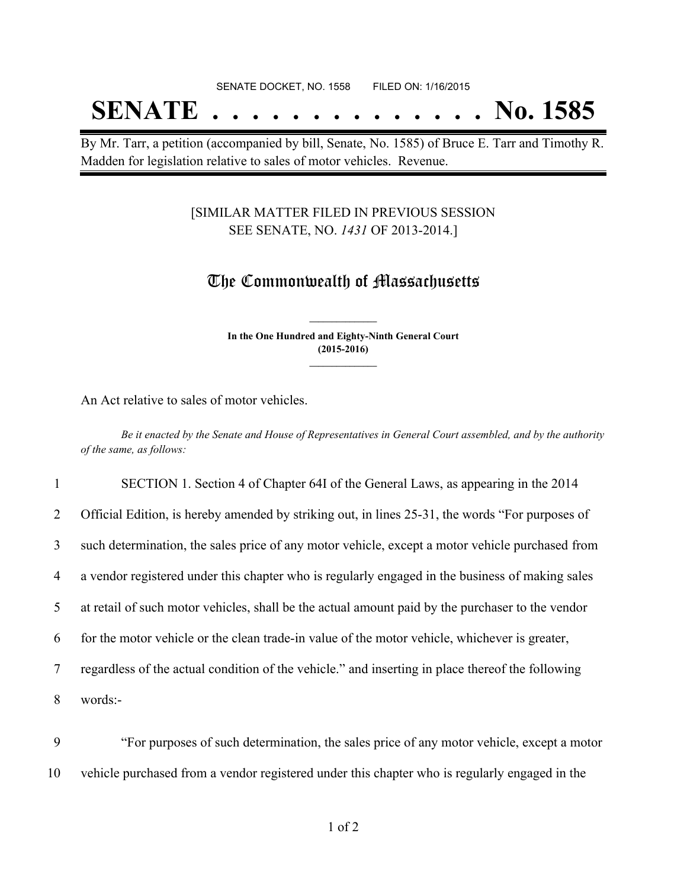SENATE DOCKET, NO. 1558 FILED ON: 1/16/2015

# SENATE . . . . . . . . . . . . . . No. 1585

By Mr. Tarr, a petition (accompanied by bill, Senate, No. 1585) of Bruce E. Tarr and Timothy R. Madden for legislation relative to sales of motor vehicles. Revenue.

[SIMILAR MATTER FILED IN PREVIOUS SESSION SEE SENATE, NO. *1431* OF 2013-2014.]

## The Commonwealth of Massachusetts

**In the One Hundred and Eighty-Ninth General Court (2015-2016)**

An Act relative to sales of motor vehicles.

*Be it enacted by the Senate and House of Representatives in General Court assembled, and by the authority of the same, as follows:*

1 SECTION 1. Section 4 of Chapter 64I of the General Laws, as appearing in the 2014
2 Official Edition, is hereby amended by striking out, in lines 25-31, the words "For purposes of
3 such determination, the sales price of any motor vehicle, except a motor vehicle purchased from
4 a vendor registered under this chapter who is regularly engaged in the business of making sales
5 at retail of such motor vehicles, shall be the actual amount paid by the purchaser to the vendor
6 for the motor vehicle or the clean trade-in value of the motor vehicle, whichever is greater,
7 regardless of the actual condition of the vehicle." and inserting in place thereof the following
8 words:-

9 "For purposes of such determination, the sales price of any motor vehicle, except a motor
10 vehicle purchased from a vendor registered under this chapter who is regularly engaged in the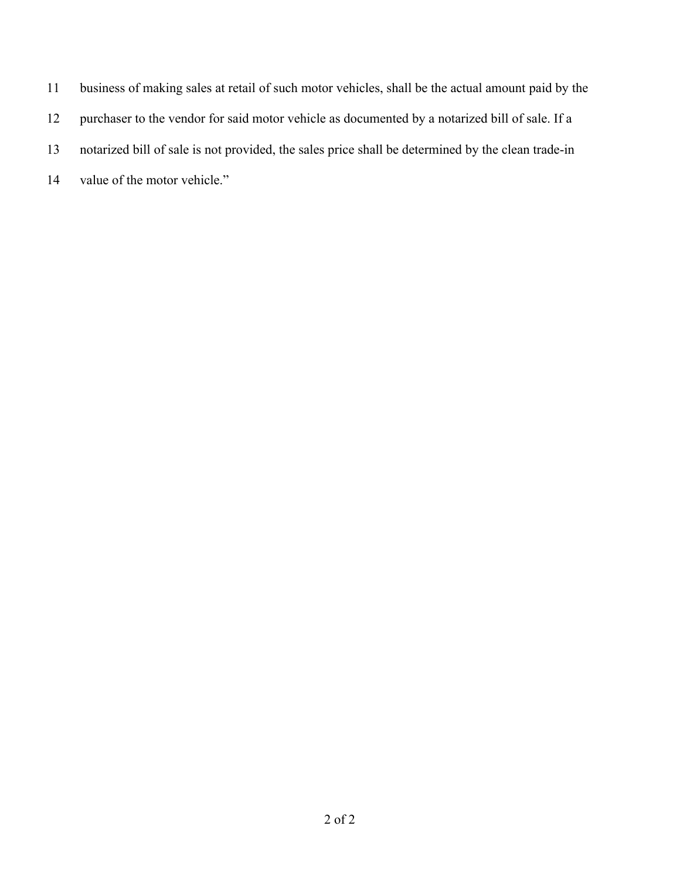business of making sales at retail of such motor vehicles, shall be the actual amount paid by the purchaser to the vendor for said motor vehicle as documented by a notarized bill of sale. If a notarized bill of sale is not provided, the sales price shall be determined by the clean trade-in value of the motor vehicle."